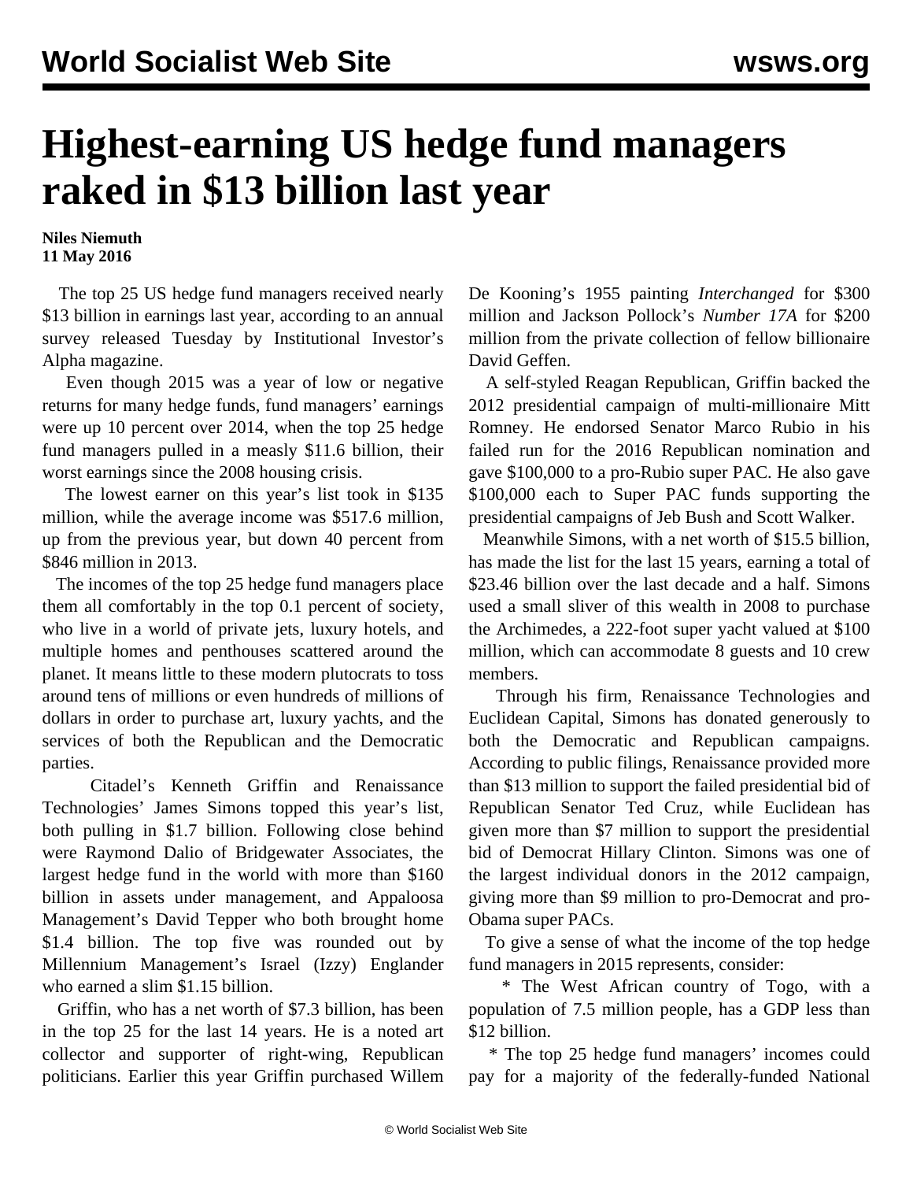# Highest-earning US hedge fund managers raked in $13 billion last year

**Niles Niemuth**
**11 May 2016**

The top 25 US hedge fund managers received nearly $13 billion in earnings last year, according to an annual survey released Tuesday by Institutional Investor's Alpha magazine.

Even though 2015 was a year of low or negative returns for many hedge funds, fund managers' earnings were up 10 percent over 2014, when the top 25 hedge fund managers pulled in a measly $11.6 billion, their worst earnings since the 2008 housing crisis.

The lowest earner on this year's list took in $135 million, while the average income was $517.6 million, up from the previous year, but down 40 percent from $846 million in 2013.

The incomes of the top 25 hedge fund managers place them all comfortably in the top 0.1 percent of society, who live in a world of private jets, luxury hotels, and multiple homes and penthouses scattered around the planet. It means little to these modern plutocrats to toss around tens of millions or even hundreds of millions of dollars in order to purchase art, luxury yachts, and the services of both the Republican and the Democratic parties.

Citadel's Kenneth Griffin and Renaissance Technologies' James Simons topped this year's list, both pulling in $1.7 billion. Following close behind were Raymond Dalio of Bridgewater Associates, the largest hedge fund in the world with more than $160 billion in assets under management, and Appaloosa Management's David Tepper who both brought home $1.4 billion. The top five was rounded out by Millennium Management's Israel (Izzy) Englander who earned a slim $1.15 billion.

Griffin, who has a net worth of $7.3 billion, has been in the top 25 for the last 14 years. He is a noted art collector and supporter of right-wing, Republican politicians. Earlier this year Griffin purchased Willem De Kooning's 1955 painting *Interchanged* for $300 million and Jackson Pollock's *Number 17A* for $200 million from the private collection of fellow billionaire David Geffen.

A self-styled Reagan Republican, Griffin backed the 2012 presidential campaign of multi-millionaire Mitt Romney. He endorsed Senator Marco Rubio in his failed run for the 2016 Republican nomination and gave $100,000 to a pro-Rubio super PAC. He also gave $100,000 each to Super PAC funds supporting the presidential campaigns of Jeb Bush and Scott Walker.

Meanwhile Simons, with a net worth of $15.5 billion, has made the list for the last 15 years, earning a total of $23.46 billion over the last decade and a half. Simons used a small sliver of this wealth in 2008 to purchase the Archimedes, a 222-foot super yacht valued at $100 million, which can accommodate 8 guests and 10 crew members.

Through his firm, Renaissance Technologies and Euclidean Capital, Simons has donated generously to both the Democratic and Republican campaigns. According to public filings, Renaissance provided more than $13 million to support the failed presidential bid of Republican Senator Ted Cruz, while Euclidean has given more than $7 million to support the presidential bid of Democrat Hillary Clinton. Simons was one of the largest individual donors in the 2012 campaign, giving more than $9 million to pro-Democrat and pro-Obama super PACs.

To give a sense of what the income of the top hedge fund managers in 2015 represents, consider:

* The West African country of Togo, with a population of 7.5 million people, has a GDP less than $12 billion.

* The top 25 hedge fund managers' incomes could pay for a majority of the federally-funded National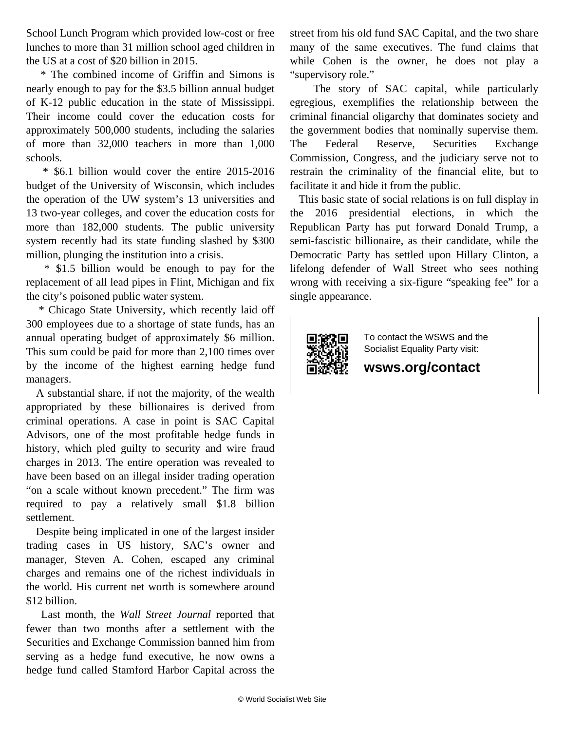School Lunch Program which provided low-cost or free lunches to more than 31 million school aged children in the US at a cost of $20 billion in 2015.

* The combined income of Griffin and Simons is nearly enough to pay for the $3.5 billion annual budget of K-12 public education in the state of Mississippi. Their income could cover the education costs for approximately 500,000 students, including the salaries of more than 32,000 teachers in more than 1,000 schools.

* $6.1 billion would cover the entire 2015-2016 budget of the University of Wisconsin, which includes the operation of the UW system's 13 universities and 13 two-year colleges, and cover the education costs for more than 182,000 students. The public university system recently had its state funding slashed by $300 million, plunging the institution into a crisis.

* $1.5 billion would be enough to pay for the replacement of all lead pipes in Flint, Michigan and fix the city's poisoned public water system.

* Chicago State University, which recently laid off 300 employees due to a shortage of state funds, has an annual operating budget of approximately $6 million. This sum could be paid for more than 2,100 times over by the income of the highest earning hedge fund managers.

A substantial share, if not the majority, of the wealth appropriated by these billionaires is derived from criminal operations. A case in point is SAC Capital Advisors, one of the most profitable hedge funds in history, which pled guilty to security and wire fraud charges in 2013. The entire operation was revealed to have been based on an illegal insider trading operation "on a scale without known precedent." The firm was required to pay a relatively small $1.8 billion settlement.

Despite being implicated in one of the largest insider trading cases in US history, SAC's owner and manager, Steven A. Cohen, escaped any criminal charges and remains one of the richest individuals in the world. His current net worth is somewhere around $12 billion.

Last month, the *Wall Street Journal* reported that fewer than two months after a settlement with the Securities and Exchange Commission banned him from serving as a hedge fund executive, he now owns a hedge fund called Stamford Harbor Capital across the street from his old fund SAC Capital, and the two share many of the same executives. The fund claims that while Cohen is the owner, he does not play a "supervisory role."

The story of SAC capital, while particularly egregious, exemplifies the relationship between the criminal financial oligarchy that dominates society and the government bodies that nominally supervise them. The Federal Reserve, Securities Exchange Commission, Congress, and the judiciary serve not to restrain the criminality of the financial elite, but to facilitate it and hide it from the public.

This basic state of social relations is on full display in the 2016 presidential elections, in which the Republican Party has put forward Donald Trump, a semi-fascistic billionaire, as their candidate, while the Democratic Party has settled upon Hillary Clinton, a lifelong defender of Wall Street who sees nothing wrong with receiving a six-figure "speaking fee" for a single appearance.

To contact the WSWS and the Socialist Equality Party visit:

**wsws.org/contact**